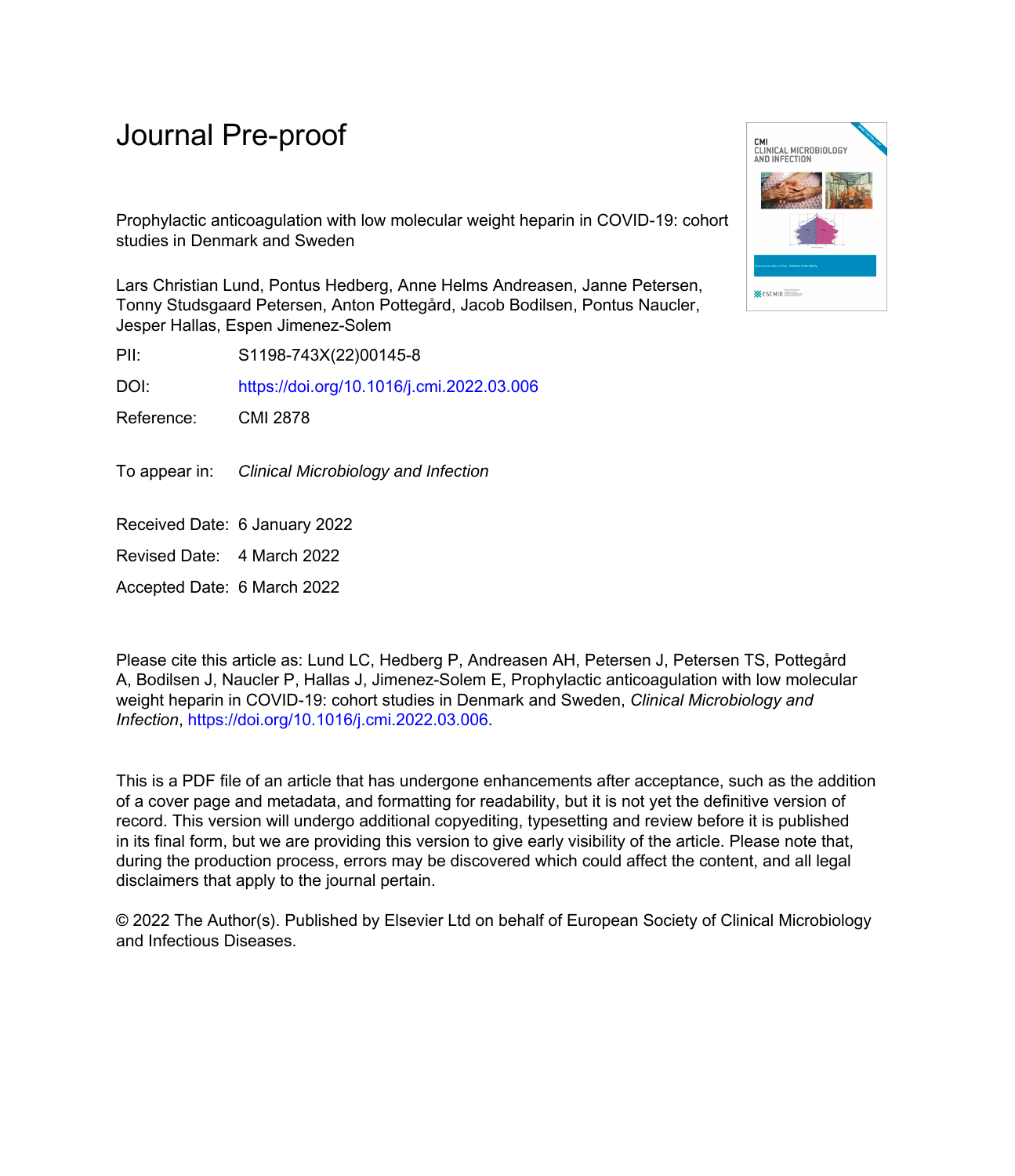# Journal Pre-proof

Prophylactic anticoagulation with low molecular weight heparin in COVID-19: cohort studies in Denmark and Sweden

Lars Christian Lund, Pontus Hedberg, Anne Helms Andreasen, Janne Petersen, Tonny Studsgaard Petersen, Anton Pottegård, Jacob Bodilsen, Pontus Naucler, Jesper Hallas, Espen Jimenez-Solem

PII: S1198-743X(22)00145-8

DOI: https://doi.org/10.1016/j.cmi.2022.03.006

Reference: CMI 2878

To appear in: *Clinical Microbiology and Infection*

Received Date: 6 January 2022

Revised Date: 4 March 2022

Accepted Date: 6 March 2022

Please cite this article as: Lund LC, Hedberg P, Andreasen AH, Petersen J, Petersen TS, Pottegård A, Bodilsen J, Naucler P, Hallas J, Jimenez-Solem E, Prophylactic anticoagulation with low molecular weight heparin in COVID-19: cohort studies in Denmark and Sweden, *Clinical Microbiology and Infection*, https://doi.org/10.1016/j.cmi.2022.03.006.

This is a PDF file of an article that has undergone enhancements after acceptance, such as the addition of a cover page and metadata, and formatting for readability, but it is not yet the definitive version of record. This version will undergo additional copyediting, typesetting and review before it is published in its final form, but we are providing this version to give early visibility of the article. Please note that, during the production process, errors may be discovered which could affect the content, and all legal disclaimers that apply to the journal pertain.

© 2022 The Author(s). Published by Elsevier Ltd on behalf of European Society of Clinical Microbiology and Infectious Diseases.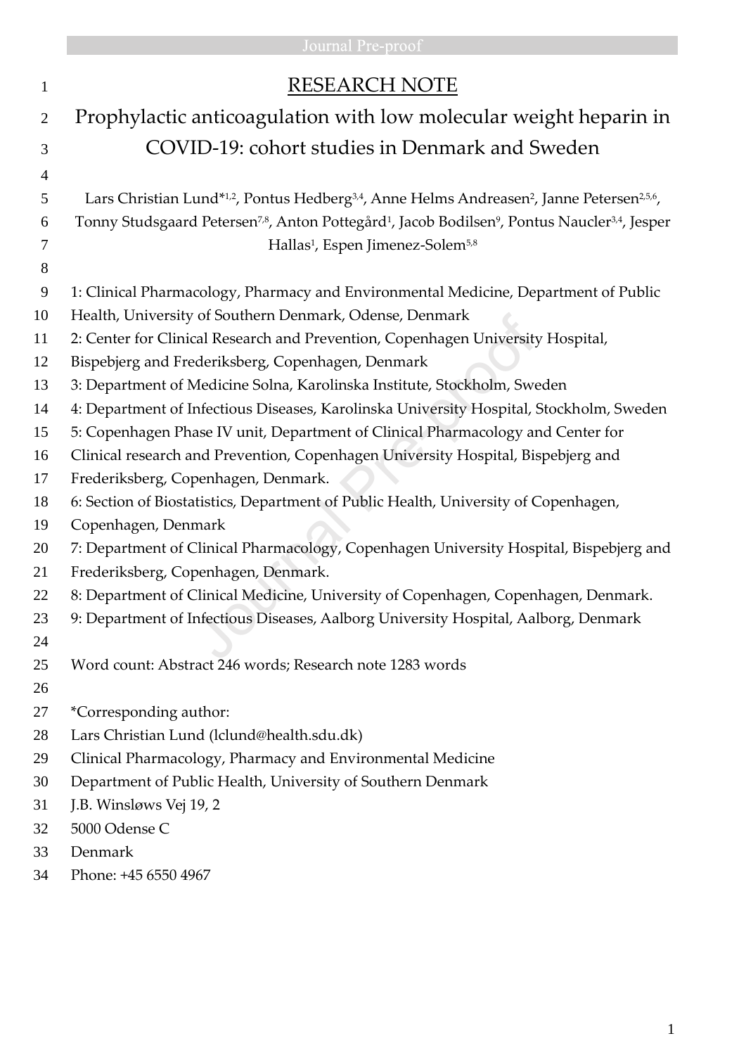# RESEARCH NOTE

# Prophylactic anticoagulation with low molecular weight heparin in COVID-19: cohort studies in Denmark and Sweden

Lars Christian Lund*[1,2], Pontus Hedberg[3,4], Anne Helms Andreasen[2], Janne Petersen[2,5,6], Tonny Studsgaard Petersen[7,8], Anton Pottegård[1], Jacob Bodilsen[9], Pontus Naucler[3,4], Jesper Hallas[1], Espen Jimenez-Solem[5,8]

1: Clinical Pharmacology, Pharmacy and Environmental Medicine, Department of Public Health, University of Southern Denmark, Odense, Denmark
2: Center for Clinical Research and Prevention, Copenhagen University Hospital, Bispebjerg and Frederiksberg, Copenhagen, Denmark
3: Department of Medicine Solna, Karolinska Institute, Stockholm, Sweden
4: Department of Infectious Diseases, Karolinska University Hospital, Stockholm, Sweden
5: Copenhagen Phase IV unit, Department of Clinical Pharmacology and Center for Clinical research and Prevention, Copenhagen University Hospital, Bispebjerg and Frederiksberg, Copenhagen, Denmark.
6: Section of Biostatistics, Department of Public Health, University of Copenhagen, Copenhagen, Denmark
7: Department of Clinical Pharmacology, Copenhagen University Hospital, Bispebjerg and Frederiksberg, Copenhagen, Denmark.
8: Department of Clinical Medicine, University of Copenhagen, Copenhagen, Denmark.
9: Department of Infectious Diseases, Aalborg University Hospital, Aalborg, Denmark

Word count: Abstract 246 words; Research note 1283 words

*Corresponding author:
Lars Christian Lund (lclund@health.sdu.dk)
Clinical Pharmacology, Pharmacy and Environmental Medicine
Department of Public Health, University of Southern Denmark
J.B. Winsløws Vej 19, 2
5000 Odense C
Denmark
Phone: +45 6550 4967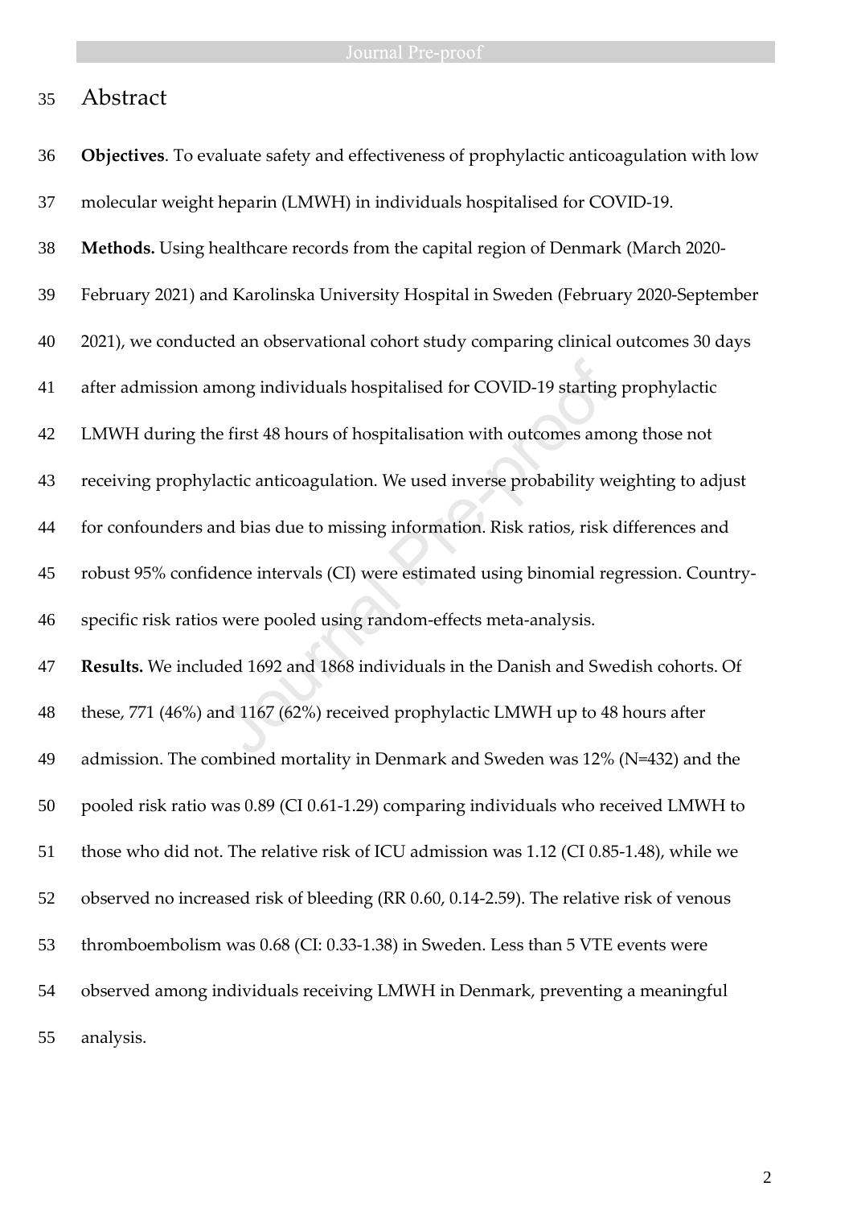## Abstract

**Objectives**. To evaluate safety and effectiveness of prophylactic anticoagulation with low molecular weight heparin (LMWH) in individuals hospitalised for COVID-19.

**Methods.** Using healthcare records from the capital region of Denmark (March 2020-February 2021) and Karolinska University Hospital in Sweden (February 2020-September 2021), we conducted an observational cohort study comparing clinical outcomes 30 days after admission among individuals hospitalised for COVID-19 starting prophylactic LMWH during the first 48 hours of hospitalisation with outcomes among those not receiving prophylactic anticoagulation. We used inverse probability weighting to adjust for confounders and bias due to missing information. Risk ratios, risk differences and robust 95% confidence intervals (CI) were estimated using binomial regression. Country-specific risk ratios were pooled using random-effects meta-analysis.

**Results.** We included 1692 and 1868 individuals in the Danish and Swedish cohorts. Of these, 771 (46%) and 1167 (62%) received prophylactic LMWH up to 48 hours after admission. The combined mortality in Denmark and Sweden was 12% (N=432) and the pooled risk ratio was 0.89 (CI 0.61-1.29) comparing individuals who received LMWH to those who did not. The relative risk of ICU admission was 1.12 (CI 0.85-1.48), while we observed no increased risk of bleeding (RR 0.60, 0.14-2.59). The relative risk of venous thromboembolism was 0.68 (CI: 0.33-1.38) in Sweden. Less than 5 VTE events were observed among individuals receiving LMWH in Denmark, preventing a meaningful analysis.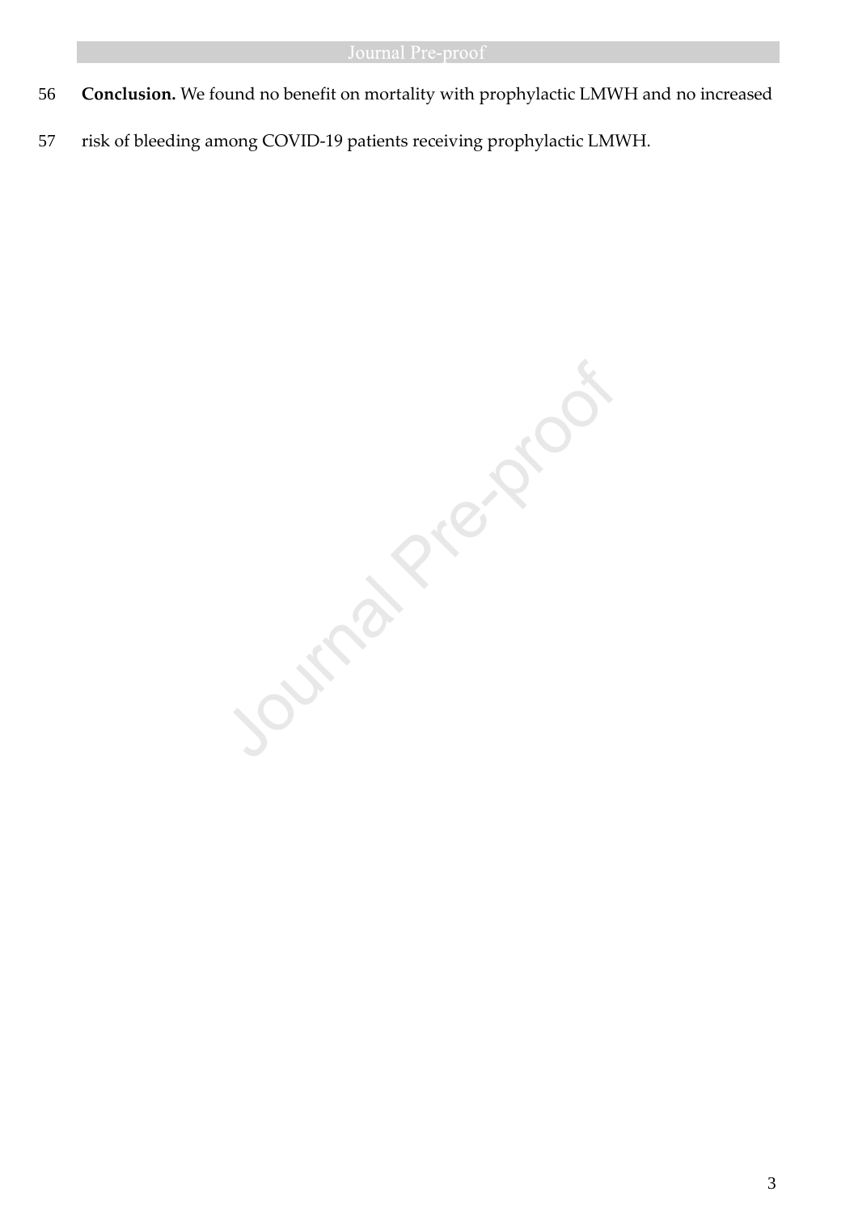**Conclusion.** We found no benefit on mortality with prophylactic LMWH and no increased risk of bleeding among COVID-19 patients receiving prophylactic LMWH.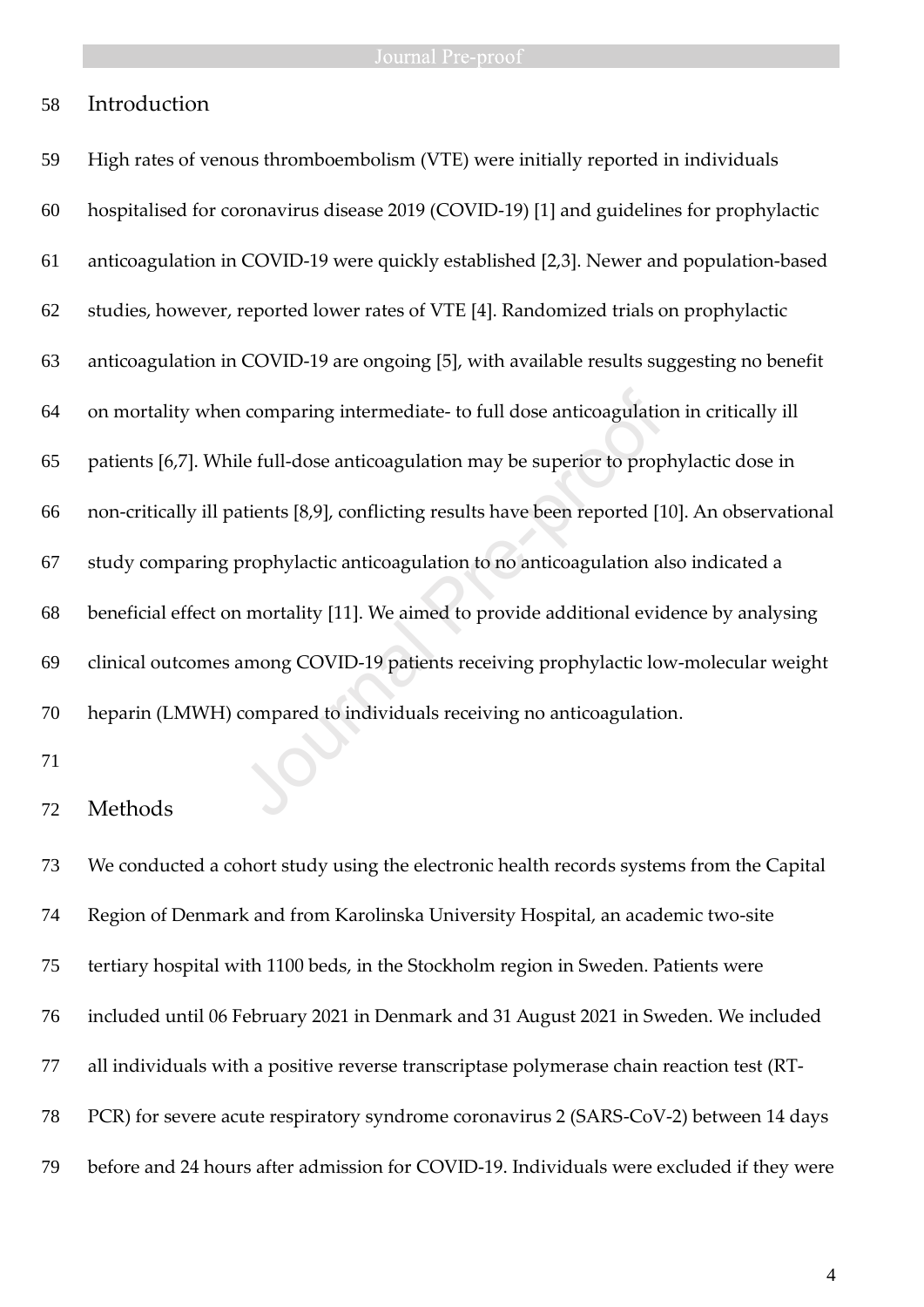## Introduction

High rates of venous thromboembolism (VTE) were initially reported in individuals hospitalised for coronavirus disease 2019 (COVID-19) [1] and guidelines for prophylactic anticoagulation in COVID-19 were quickly established [2,3]. Newer and population-based studies, however, reported lower rates of VTE [4]. Randomized trials on prophylactic anticoagulation in COVID-19 are ongoing [5], with available results suggesting no benefit on mortality when comparing intermediate- to full dose anticoagulation in critically ill patients [6,7]. While full-dose anticoagulation may be superior to prophylactic dose in non-critically ill patients [8,9], conflicting results have been reported [10]. An observational study comparing prophylactic anticoagulation to no anticoagulation also indicated a beneficial effect on mortality [11]. We aimed to provide additional evidence by analysing clinical outcomes among COVID-19 patients receiving prophylactic low-molecular weight heparin (LMWH) compared to individuals receiving no anticoagulation.

## Methods

We conducted a cohort study using the electronic health records systems from the Capital Region of Denmark and from Karolinska University Hospital, an academic two-site tertiary hospital with 1100 beds, in the Stockholm region in Sweden. Patients were included until 06 February 2021 in Denmark and 31 August 2021 in Sweden. We included all individuals with a positive reverse transcriptase polymerase chain reaction test (RT-PCR) for severe acute respiratory syndrome coronavirus 2 (SARS-CoV-2) between 14 days before and 24 hours after admission for COVID-19. Individuals were excluded if they were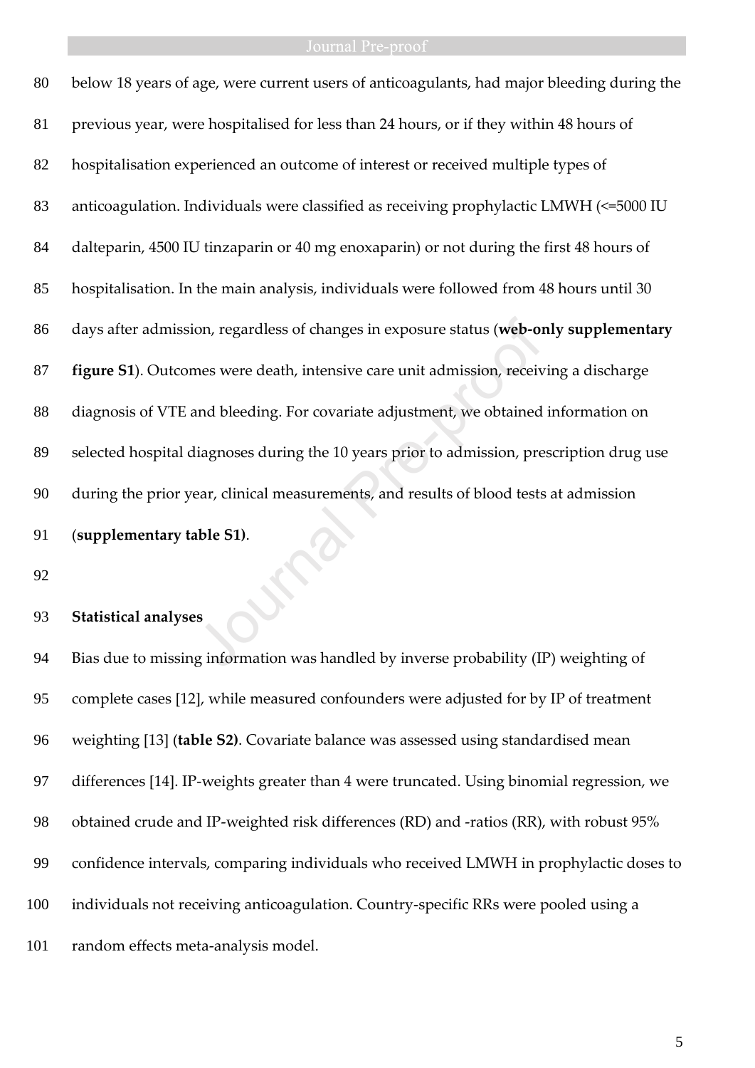below 18 years of age, were current users of anticoagulants, had major bleeding during the previous year, were hospitalised for less than 24 hours, or if they within 48 hours of hospitalisation experienced an outcome of interest or received multiple types of anticoagulation. Individuals were classified as receiving prophylactic LMWH (<=5000 IU dalteparin, 4500 IU tinzaparin or 40 mg enoxaparin) or not during the first 48 hours of hospitalisation. In the main analysis, individuals were followed from 48 hours until 30 days after admission, regardless of changes in exposure status (**web-only supplementary figure S1**). Outcomes were death, intensive care unit admission, receiving a discharge diagnosis of VTE and bleeding. For covariate adjustment, we obtained information on selected hospital diagnoses during the 10 years prior to admission, prescription drug use during the prior year, clinical measurements, and results of blood tests at admission (**supplementary table S1)**.

**Statistical analyses**

Bias due to missing information was handled by inverse probability (IP) weighting of complete cases [12], while measured confounders were adjusted for by IP of treatment weighting [13] (**table S2)**. Covariate balance was assessed using standardised mean differences [14]. IP-weights greater than 4 were truncated. Using binomial regression, we obtained crude and IP-weighted risk differences (RD) and -ratios (RR), with robust 95% confidence intervals, comparing individuals who received LMWH in prophylactic doses to individuals not receiving anticoagulation. Country-specific RRs were pooled using a random effects meta-analysis model.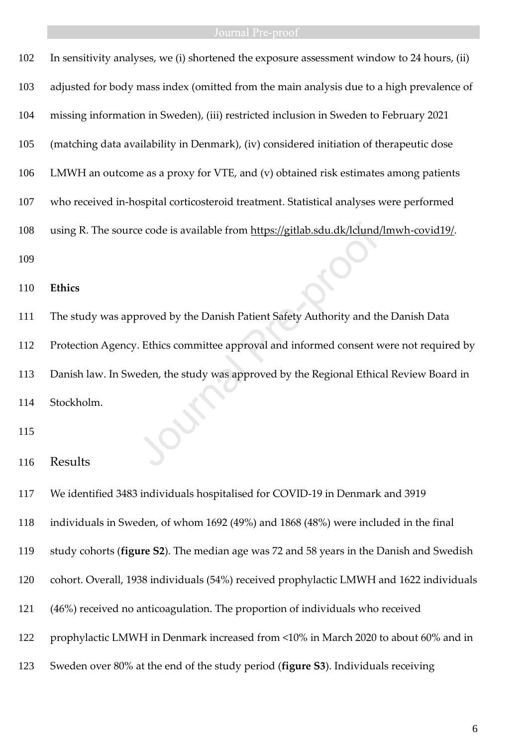In sensitivity analyses, we (i) shortened the exposure assessment window to 24 hours, (ii) adjusted for body mass index (omitted from the main analysis due to a high prevalence of missing information in Sweden), (iii) restricted inclusion in Sweden to February 2021 (matching data availability in Denmark), (iv) considered initiation of therapeutic dose LMWH an outcome as a proxy for VTE, and (v) obtained risk estimates among patients who received in-hospital corticosteroid treatment. Statistical analyses were performed using R. The source code is available from https://gitlab.sdu.dk/lclund/lmwh-covid19/.

**Ethics**

The study was approved by the Danish Patient Safety Authority and the Danish Data Protection Agency. Ethics committee approval and informed consent were not required by Danish law. In Sweden, the study was approved by the Regional Ethical Review Board in Stockholm.

## Results

We identified 3483 individuals hospitalised for COVID-19 in Denmark and 3919 individuals in Sweden, of whom 1692 (49%) and 1868 (48%) were included in the final study cohorts (**figure S2**). The median age was 72 and 58 years in the Danish and Swedish cohort. Overall, 1938 individuals (54%) received prophylactic LMWH and 1622 individuals (46%) received no anticoagulation. The proportion of individuals who received prophylactic LMWH in Denmark increased from <10% in March 2020 to about 60% and in Sweden over 80% at the end of the study period (**figure S3**). Individuals receiving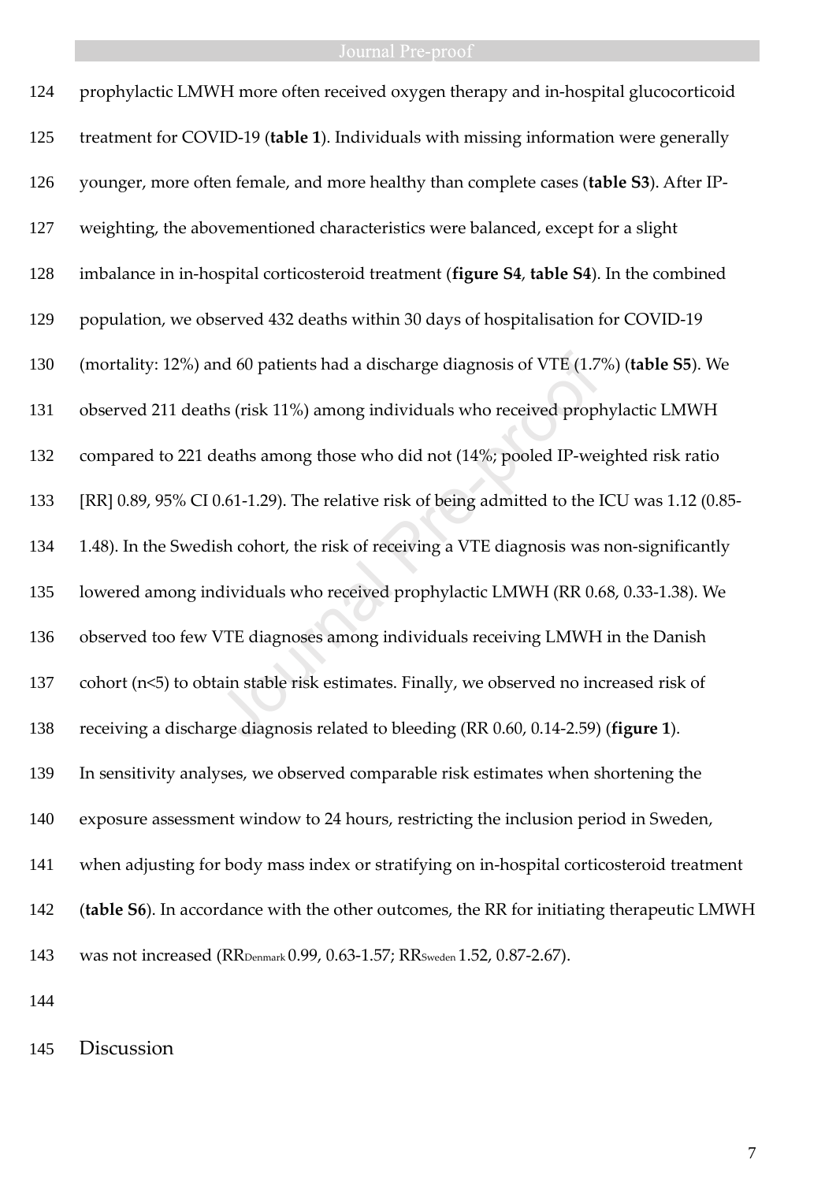prophylactic LMWH more often received oxygen therapy and in-hospital glucocorticoid treatment for COVID-19 (**table 1**). Individuals with missing information were generally younger, more often female, and more healthy than complete cases (**table S3**). After IP-weighting, the abovementioned characteristics were balanced, except for a slight imbalance in in-hospital corticosteroid treatment (**figure S4**, **table S4**). In the combined population, we observed 432 deaths within 30 days of hospitalisation for COVID-19 (mortality: 12%) and 60 patients had a discharge diagnosis of VTE (1.7%) (**table S5**). We observed 211 deaths (risk 11%) among individuals who received prophylactic LMWH compared to 221 deaths among those who did not (14%; pooled IP-weighted risk ratio [RR] 0.89, 95% CI 0.61-1.29). The relative risk of being admitted to the ICU was 1.12 (0.85-1.48). In the Swedish cohort, the risk of receiving a VTE diagnosis was non-significantly lowered among individuals who received prophylactic LMWH (RR 0.68, 0.33-1.38). We observed too few VTE diagnoses among individuals receiving LMWH in the Danish cohort (n<5) to obtain stable risk estimates. Finally, we observed no increased risk of receiving a discharge diagnosis related to bleeding (RR 0.60, 0.14-2.59) (**figure 1**).

In sensitivity analyses, we observed comparable risk estimates when shortening the exposure assessment window to 24 hours, restricting the inclusion period in Sweden, when adjusting for body mass index or stratifying on in-hospital corticosteroid treatment (**table S6**). In accordance with the other outcomes, the RR for initiating therapeutic LMWH was not increased ($RR_{Denmark}$ 0.99, 0.63-1.57; $RR_{Sweden}$ 1.52, 0.87-2.67).

## Discussion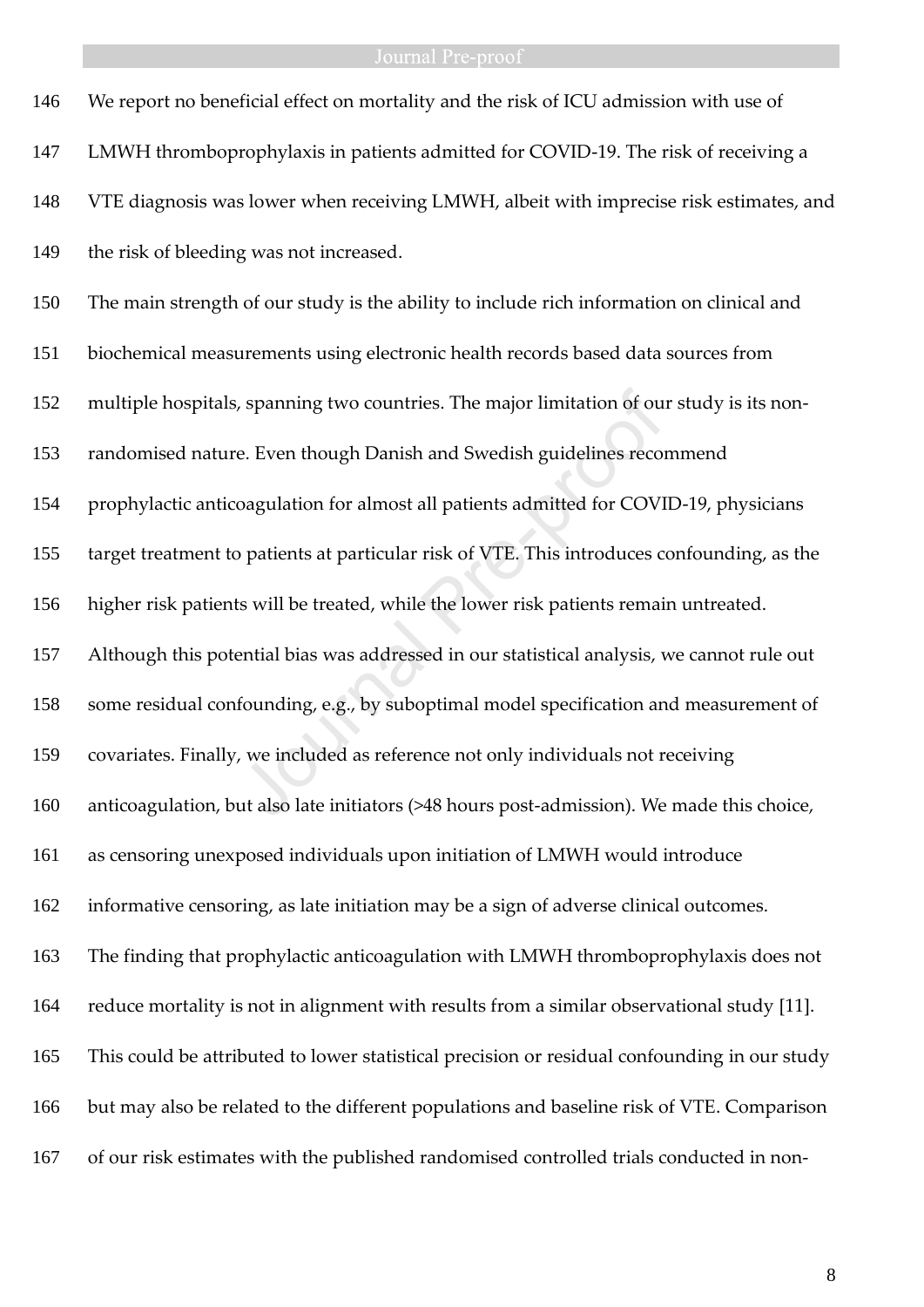We report no beneficial effect on mortality and the risk of ICU admission with use of LMWH thromboprophylaxis in patients admitted for COVID-19. The risk of receiving a VTE diagnosis was lower when receiving LMWH, albeit with imprecise risk estimates, and the risk of bleeding was not increased.

The main strength of our study is the ability to include rich information on clinical and biochemical measurements using electronic health records based data sources from multiple hospitals, spanning two countries. The major limitation of our study is its non-randomised nature. Even though Danish and Swedish guidelines recommend prophylactic anticoagulation for almost all patients admitted for COVID-19, physicians target treatment to patients at particular risk of VTE. This introduces confounding, as the higher risk patients will be treated, while the lower risk patients remain untreated. Although this potential bias was addressed in our statistical analysis, we cannot rule out some residual confounding, e.g., by suboptimal model specification and measurement of covariates. Finally, we included as reference not only individuals not receiving anticoagulation, but also late initiators (>48 hours post-admission). We made this choice, as censoring unexposed individuals upon initiation of LMWH would introduce informative censoring, as late initiation may be a sign of adverse clinical outcomes.

The finding that prophylactic anticoagulation with LMWH thromboprophylaxis does not reduce mortality is not in alignment with results from a similar observational study [11]. This could be attributed to lower statistical precision or residual confounding in our study but may also be related to the different populations and baseline risk of VTE. Comparison of our risk estimates with the published randomised controlled trials conducted in non-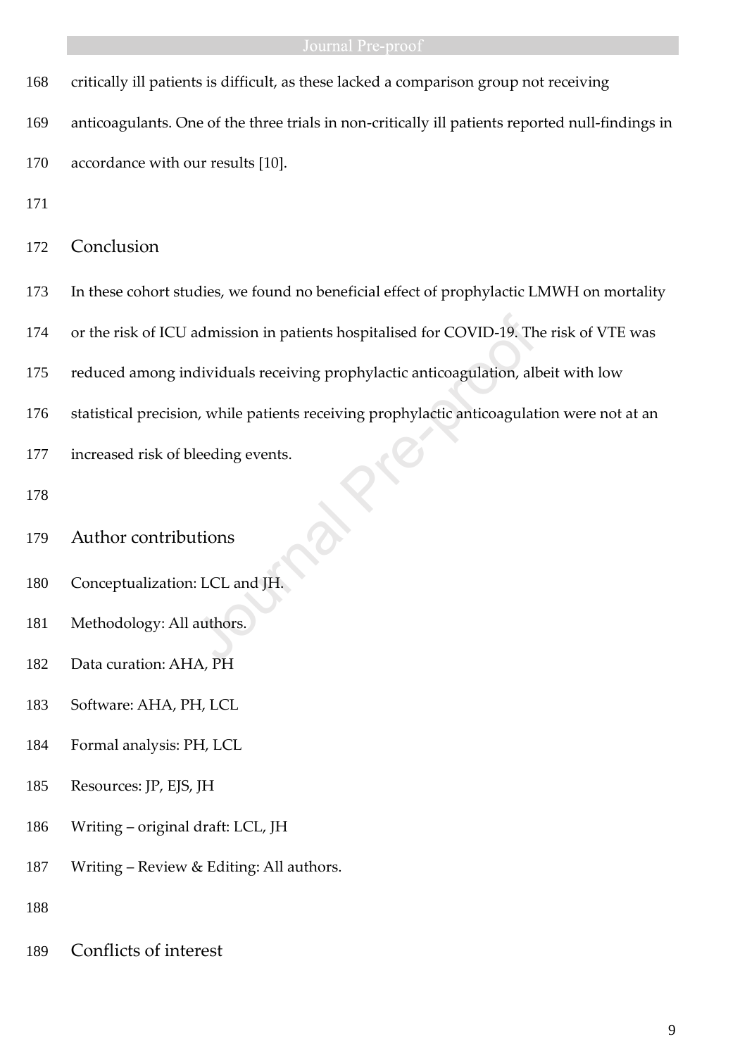critically ill patients is difficult, as these lacked a comparison group not receiving anticoagulants. One of the three trials in non-critically ill patients reported null-findings in accordance with our results [10].

## Conclusion

In these cohort studies, we found no beneficial effect of prophylactic LMWH on mortality or the risk of ICU admission in patients hospitalised for COVID-19. The risk of VTE was reduced among individuals receiving prophylactic anticoagulation, albeit with low statistical precision, while patients receiving prophylactic anticoagulation were not at an increased risk of bleeding events.

## Author contributions

Conceptualization: LCL and JH.

Methodology: All authors.

Data curation: AHA, PH

Software: AHA, PH, LCL

Formal analysis: PH, LCL

Resources: JP, EJS, JH

Writing – original draft: LCL, JH

Writing – Review & Editing: All authors.

## Conflicts of interest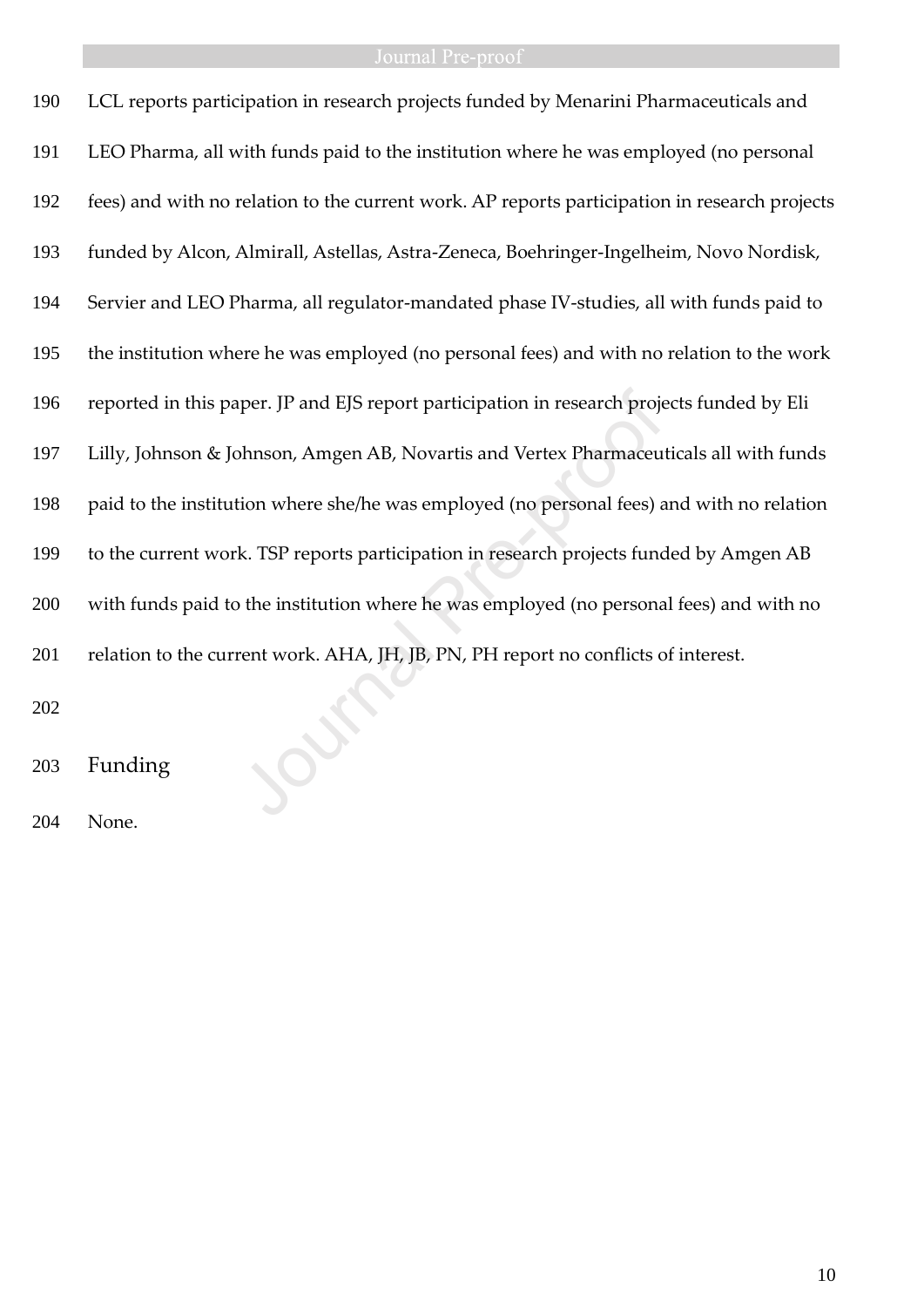LCL reports participation in research projects funded by Menarini Pharmaceuticals and LEO Pharma, all with funds paid to the institution where he was employed (no personal fees) and with no relation to the current work. AP reports participation in research projects funded by Alcon, Almirall, Astellas, Astra-Zeneca, Boehringer-Ingelheim, Novo Nordisk, Servier and LEO Pharma, all regulator-mandated phase IV-studies, all with funds paid to the institution where he was employed (no personal fees) and with no relation to the work reported in this paper. JP and EJS report participation in research projects funded by Eli Lilly, Johnson & Johnson, Amgen AB, Novartis and Vertex Pharmaceuticals all with funds paid to the institution where she/he was employed (no personal fees) and with no relation to the current work. TSP reports participation in research projects funded by Amgen AB with funds paid to the institution where he was employed (no personal fees) and with no relation to the current work. AHA, JH, JB, PN, PH report no conflicts of interest.

## Funding

None.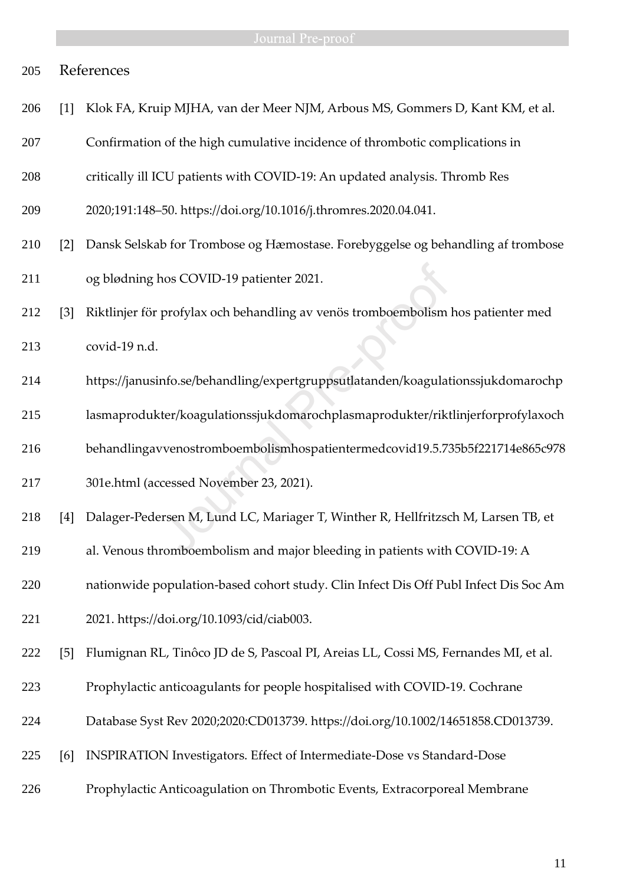## References

[1] Klok FA, Kruip MJHA, van der Meer NJM, Arbous MS, Gommers D, Kant KM, et al. Confirmation of the high cumulative incidence of thrombotic complications in critically ill ICU patients with COVID-19: An updated analysis. Thromb Res 2020;191:148–50. https://doi.org/10.1016/j.thromres.2020.04.041.

[2] Dansk Selskab for Trombose og Hæmostase. Forebyggelse og behandling af trombose og blødning hos COVID-19 patienter 2021.

[3] Riktlinjer för profylax och behandling av venös tromboembolism hos patienter med covid-19 n.d. https://janusinfo.se/behandling/expertgruppsutlatanden/koagulationssjukdomarochplasmaprodukter/koagulationssjukdomarochplasmaprodukter/riktlinjerforprofylaxochbehandlingavvenostromboembolismhospatientermedcovid19.5.735b5f221714e865c978301e.html (accessed November 23, 2021).

[4] Dalager-Pedersen M, Lund LC, Mariager T, Winther R, Hellfritzsch M, Larsen TB, et al. Venous thromboembolism and major bleeding in patients with COVID-19: A nationwide population-based cohort study. Clin Infect Dis Off Publ Infect Dis Soc Am 2021. https://doi.org/10.1093/cid/ciab003.

[5] Flumignan RL, Tinôco JD de S, Pascoal PI, Areias LL, Cossi MS, Fernandes MI, et al. Prophylactic anticoagulants for people hospitalised with COVID-19. Cochrane Database Syst Rev 2020;2020:CD013739. https://doi.org/10.1002/14651858.CD013739.

[6] INSPIRATION Investigators. Effect of Intermediate-Dose vs Standard-Dose Prophylactic Anticoagulation on Thrombotic Events, Extracorporeal Membrane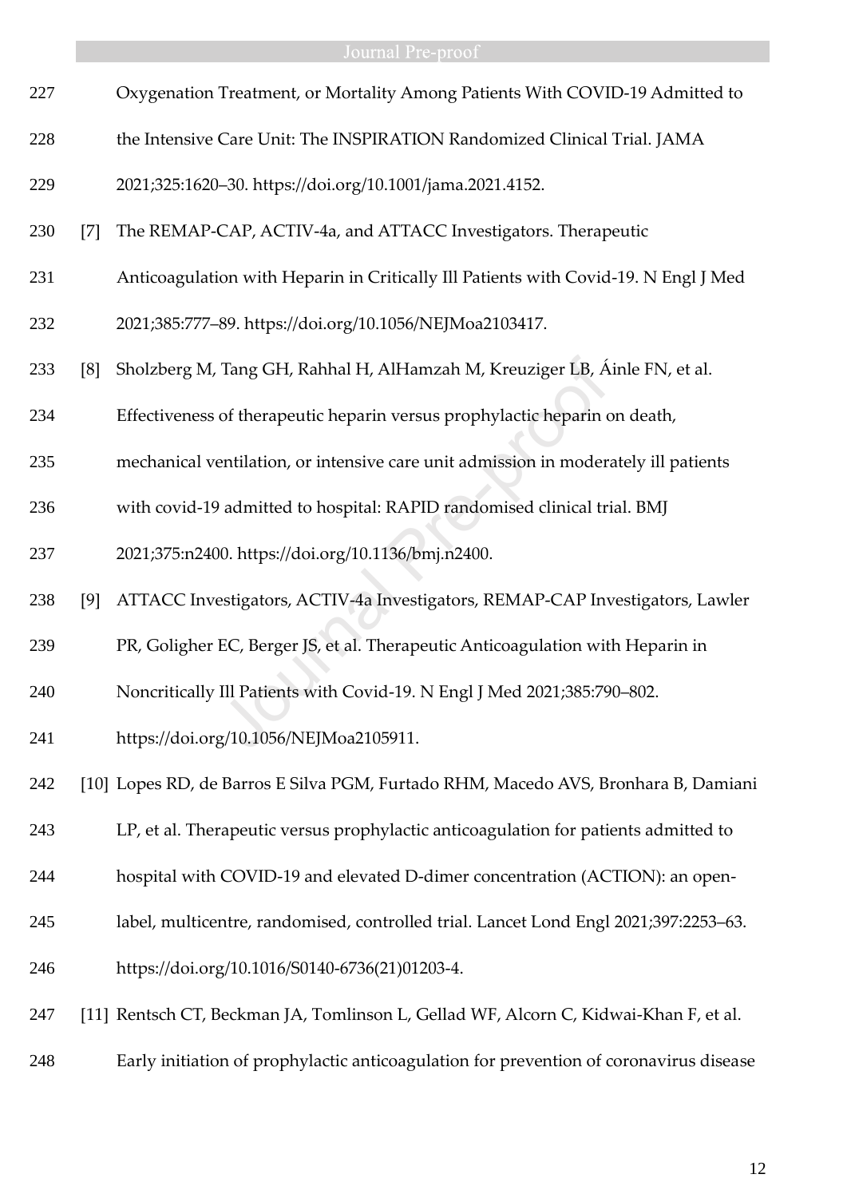Oxygenation Treatment, or Mortality Among Patients With COVID-19 Admitted to the Intensive Care Unit: The INSPIRATION Randomized Clinical Trial. JAMA 2021;325:1620–30. https://doi.org/10.1001/jama.2021.4152.

[7] The REMAP-CAP, ACTIV-4a, and ATTACC Investigators. Therapeutic Anticoagulation with Heparin in Critically Ill Patients with Covid-19. N Engl J Med 2021;385:777–89. https://doi.org/10.1056/NEJMoa2103417.

[8] Sholzberg M, Tang GH, Rahhal H, AlHamzah M, Kreuziger LB, Áinle FN, et al. Effectiveness of therapeutic heparin versus prophylactic heparin on death, mechanical ventilation, or intensive care unit admission in moderately ill patients with covid-19 admitted to hospital: RAPID randomised clinical trial. BMJ 2021;375:n2400. https://doi.org/10.1136/bmj.n2400.

[9] ATTACC Investigators, ACTIV-4a Investigators, REMAP-CAP Investigators, Lawler PR, Goligher EC, Berger JS, et al. Therapeutic Anticoagulation with Heparin in Noncritically Ill Patients with Covid-19. N Engl J Med 2021;385:790–802. https://doi.org/10.1056/NEJMoa2105911.

[10] Lopes RD, de Barros E Silva PGM, Furtado RHM, Macedo AVS, Bronhara B, Damiani LP, et al. Therapeutic versus prophylactic anticoagulation for patients admitted to hospital with COVID-19 and elevated D-dimer concentration (ACTION): an open-label, multicentre, randomised, controlled trial. Lancet Lond Engl 2021;397:2253–63. https://doi.org/10.1016/S0140-6736(21)01203-4.

[11] Rentsch CT, Beckman JA, Tomlinson L, Gellad WF, Alcorn C, Kidwai-Khan F, et al. Early initiation of prophylactic anticoagulation for prevention of coronavirus disease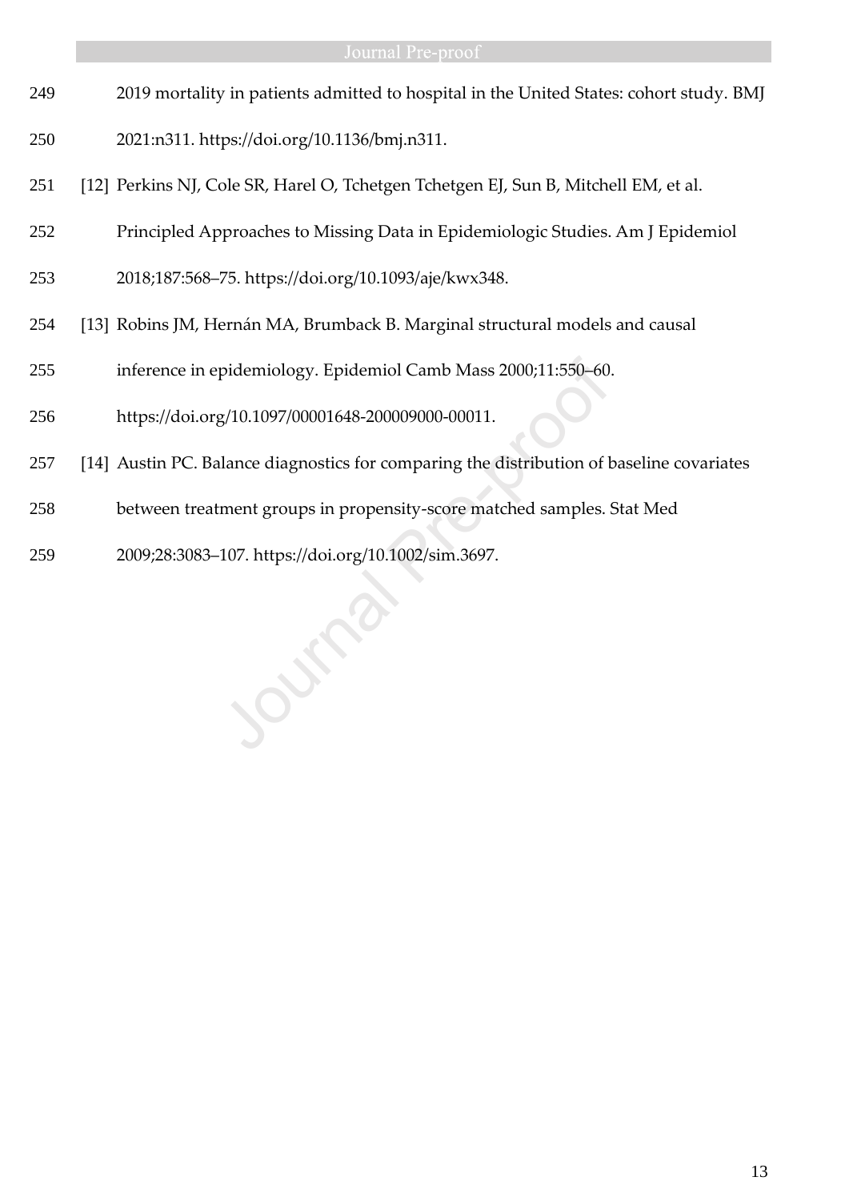2019 mortality in patients admitted to hospital in the United States: cohort study. BMJ 2021:n311. https://doi.org/10.1136/bmj.n311.

[12] Perkins NJ, Cole SR, Harel O, Tchetgen Tchetgen EJ, Sun B, Mitchell EM, et al. Principled Approaches to Missing Data in Epidemiologic Studies. Am J Epidemiol 2018;187:568–75. https://doi.org/10.1093/aje/kwx348.

[13] Robins JM, Hernán MA, Brumback B. Marginal structural models and causal inference in epidemiology. Epidemiol Camb Mass 2000;11:550–60. https://doi.org/10.1097/00001648-200009000-00011.

[14] Austin PC. Balance diagnostics for comparing the distribution of baseline covariates between treatment groups in propensity-score matched samples. Stat Med 2009;28:3083–107. https://doi.org/10.1002/sim.3697.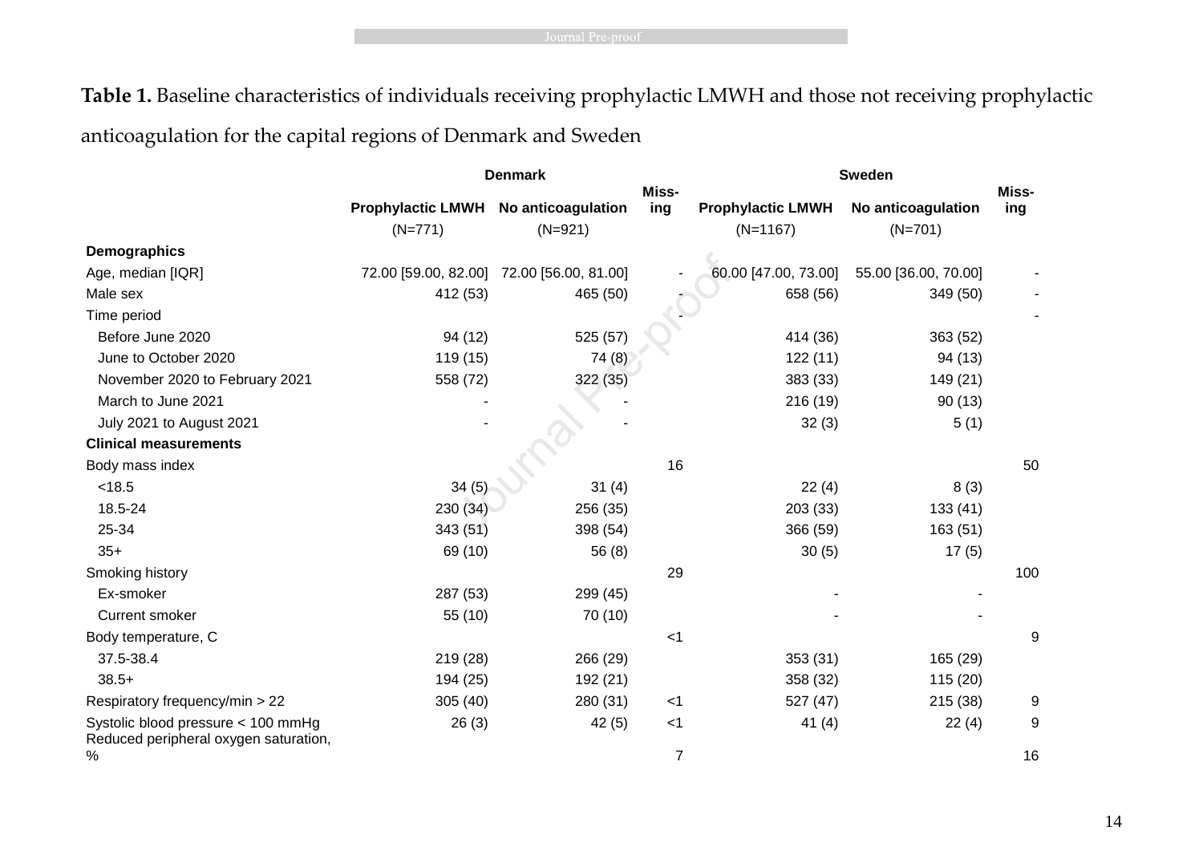**Table 1.** Baseline characteristics of individuals receiving prophylactic LMWH and those not receiving prophylactic anticoagulation for the capital regions of Denmark and Sweden

| | Denmark | | | Sweden | | |
|---|---|---|---|---|---|---|
| | Prophylactic LMWH | No anticoagulation | Miss-ing | Prophylactic LMWH | No anticoagulation | Miss-ing |
| | (N=771) | (N=921) | | (N=1167) | (N=701) | |
| **Demographics** | | | | | | |
| Age, median [IQR] | 72.00 [59.00, 82.00] | 72.00 [56.00, 81.00] | - | 60.00 [47.00, 73.00] | 55.00 [36.00, 70.00] | - |
| Male sex | 412 (53) | 465 (50) | - | 658 (56) | 349 (50) | - |
| Time period | | | - | | | - |
| Before June 2020 | 94 (12) | 525 (57) | | 414 (36) | 363 (52) | |
| June to October 2020 | 119 (15) | 74 (8) | | 122 (11) | 94 (13) | |
| November 2020 to February 2021 | 558 (72) | 322 (35) | | 383 (33) | 149 (21) | |
| March to June 2021 | - | - | | 216 (19) | 90 (13) | |
| July 2021 to August 2021 | - | - | | 32 (3) | 5 (1) | |
| **Clinical measurements** | | | | | | |
| Body mass index | | | 16 | | | 50 |
| <18.5 | 34 (5) | 31 (4) | | 22 (4) | 8 (3) | |
| 18.5-24 | 230 (34) | 256 (35) | | 203 (33) | 133 (41) | |
| 25-34 | 343 (51) | 398 (54) | | 366 (59) | 163 (51) | |
| 35+ | 69 (10) | 56 (8) | | 30 (5) | 17 (5) | |
| Smoking history | | | 29 | | | 100 |
| Ex-smoker | 287 (53) | 299 (45) | | - | - | |
| Current smoker | 55 (10) | 70 (10) | | - | - | |
| Body temperature, C | | | <1 | | | 9 |
| 37.5-38.4 | 219 (28) | 266 (29) | | 353 (31) | 165 (29) | |
| 38.5+ | 194 (25) | 192 (21) | | 358 (32) | 115 (20) | |
| Respiratory frequency/min > 22 | 305 (40) | 280 (31) | <1 | 527 (47) | 215 (38) | 9 |
| Systolic blood pressure < 100 mmHg | 26 (3) | 42 (5) | <1 | 41 (4) | 22 (4) | 9 |
| Reduced peripheral oxygen saturation, % | | | 7 | | | 16 |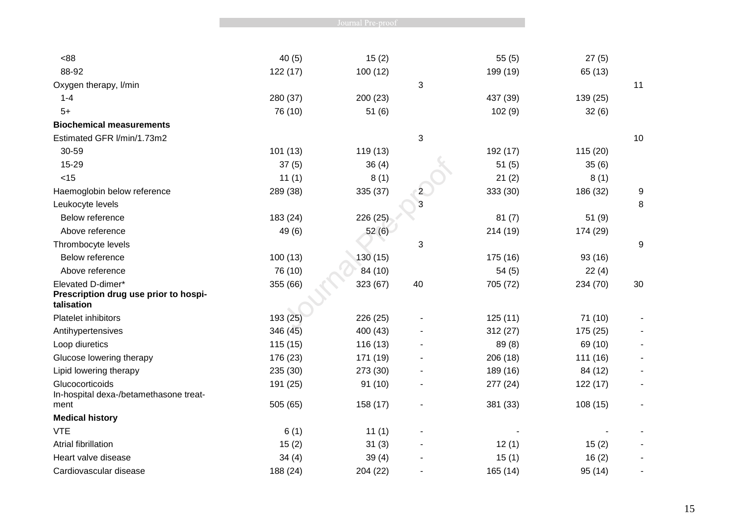| | | | | | | |
|---|---|---|---|---|---|---|
| <88 | 40 (5) | 15 (2) | | 55 (5) | 27 (5) | |
| 88-92 | 122 (17) | 100 (12) | | 199 (19) | 65 (13) | |
| Oxygen therapy, l/min | | | 3 | | | 11 |
| 1-4 | 280 (37) | 200 (23) | | 437 (39) | 139 (25) | |
| 5+ | 76 (10) | 51 (6) | | 102 (9) | 32 (6) | |
| **Biochemical measurements** | | | | | | |
| Estimated GFR l/min/1.73m2 | | | 3 | | | 10 |
| 30-59 | 101 (13) | 119 (13) | | 192 (17) | 115 (20) | |
| 15-29 | 37 (5) | 36 (4) | | 51 (5) | 35 (6) | |
| <15 | 11 (1) | 8 (1) | | 21 (2) | 8 (1) | |
| Haemoglobin below reference | 289 (38) | 335 (37) | 2 | 333 (30) | 186 (32) | 9 |
| Leukocyte levels | | | 3 | | | 8 |
| Below reference | 183 (24) | 226 (25) | | 81 (7) | 51 (9) | |
| Above reference | 49 (6) | 52 (6) | | 214 (19) | 174 (29) | |
| Thrombocyte levels | | | 3 | | | 9 |
| Below reference | 100 (13) | 130 (15) | | 175 (16) | 93 (16) | |
| Above reference | 76 (10) | 84 (10) | | 54 (5) | 22 (4) | |
| Elevated D-dimer* | 355 (66) | 323 (67) | 40 | 705 (72) | 234 (70) | 30 |
| **Prescription drug use prior to hospitalisation** | | | | | | |
| Platelet inhibitors | 193 (25) | 226 (25) | - | 125 (11) | 71 (10) | - |
| Antihypertensives | 346 (45) | 400 (43) | - | 312 (27) | 175 (25) | - |
| Loop diuretics | 115 (15) | 116 (13) | - | 89 (8) | 69 (10) | - |
| Glucose lowering therapy | 176 (23) | 171 (19) | - | 206 (18) | 111 (16) | - |
| Lipid lowering therapy | 235 (30) | 273 (30) | - | 189 (16) | 84 (12) | - |
| Glucocorticoids | 191 (25) | 91 (10) | - | 277 (24) | 122 (17) | - |
| In-hospital dexa-/betamethasone treatment | 505 (65) | 158 (17) | - | 381 (33) | 108 (15) | - |
| **Medical history** | | | | | | |
| VTE | 6 (1) | 11 (1) | - | - | - | - |
| Atrial fibrillation | 15 (2) | 31 (3) | - | 12 (1) | 15 (2) | - |
| Heart valve disease | 34 (4) | 39 (4) | - | 15 (1) | 16 (2) | - |
| Cardiovascular disease | 188 (24) | 204 (22) | - | 165 (14) | 95 (14) | - |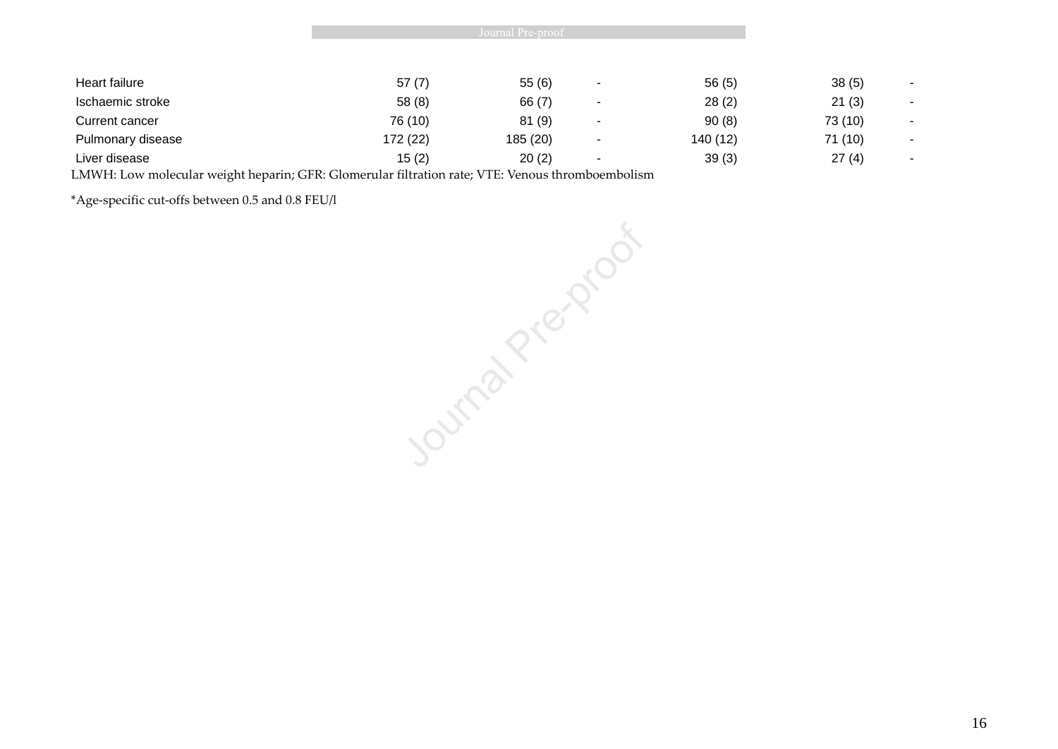| | | | | | | |
|---|---|---|---|---|---|---|
| Heart failure | 57 (7) | 55 (6) | - | 56 (5) | 38 (5) | - |
| Ischaemic stroke | 58 (8) | 66 (7) | - | 28 (2) | 21 (3) | - |
| Current cancer | 76 (10) | 81 (9) | - | 90 (8) | 73 (10) | - |
| Pulmonary disease | 172 (22) | 185 (20) | - | 140 (12) | 71 (10) | - |
| Liver disease | 15 (2) | 20 (2) | - | 39 (3) | 27 (4) | - |

LMWH: Low molecular weight heparin; GFR: Glomerular filtration rate; VTE: Venous thromboembolism

*Age-specific cut-offs between 0.5 and 0.8 FEU/l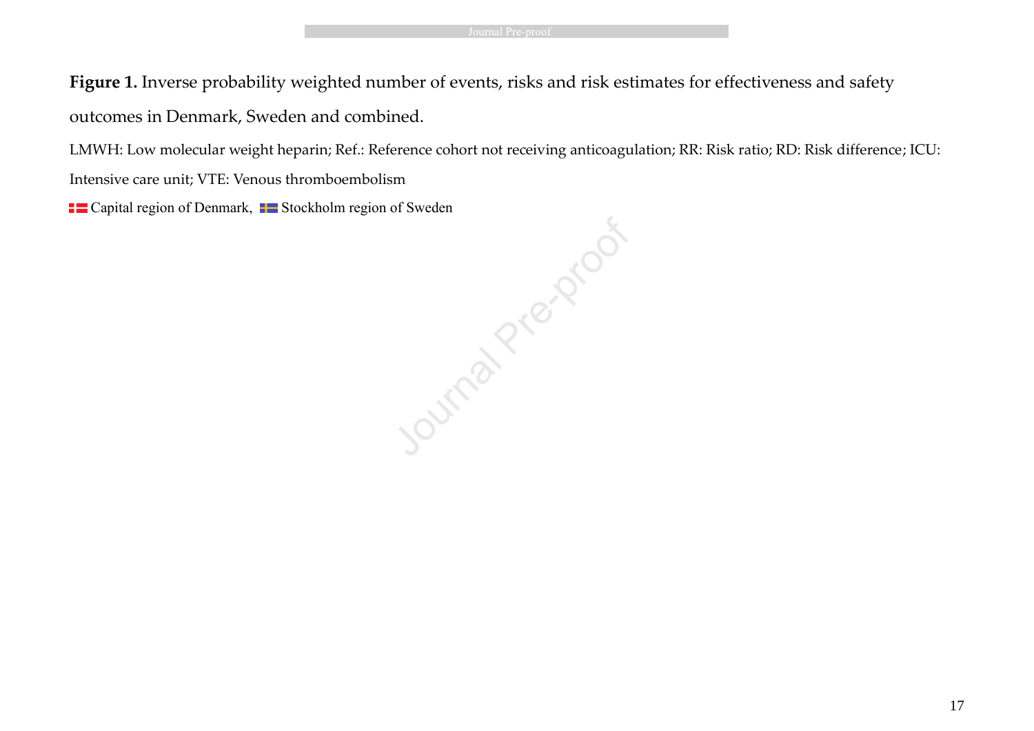**Figure 1.** Inverse probability weighted number of events, risks and risk estimates for effectiveness and safety outcomes in Denmark, Sweden and combined.

LMWH: Low molecular weight heparin; Ref.: Reference cohort not receiving anticoagulation; RR: Risk ratio; RD: Risk difference; ICU: Intensive care unit; VTE: Venous thromboembolism

Capital region of Denmark, Stockholm region of Sweden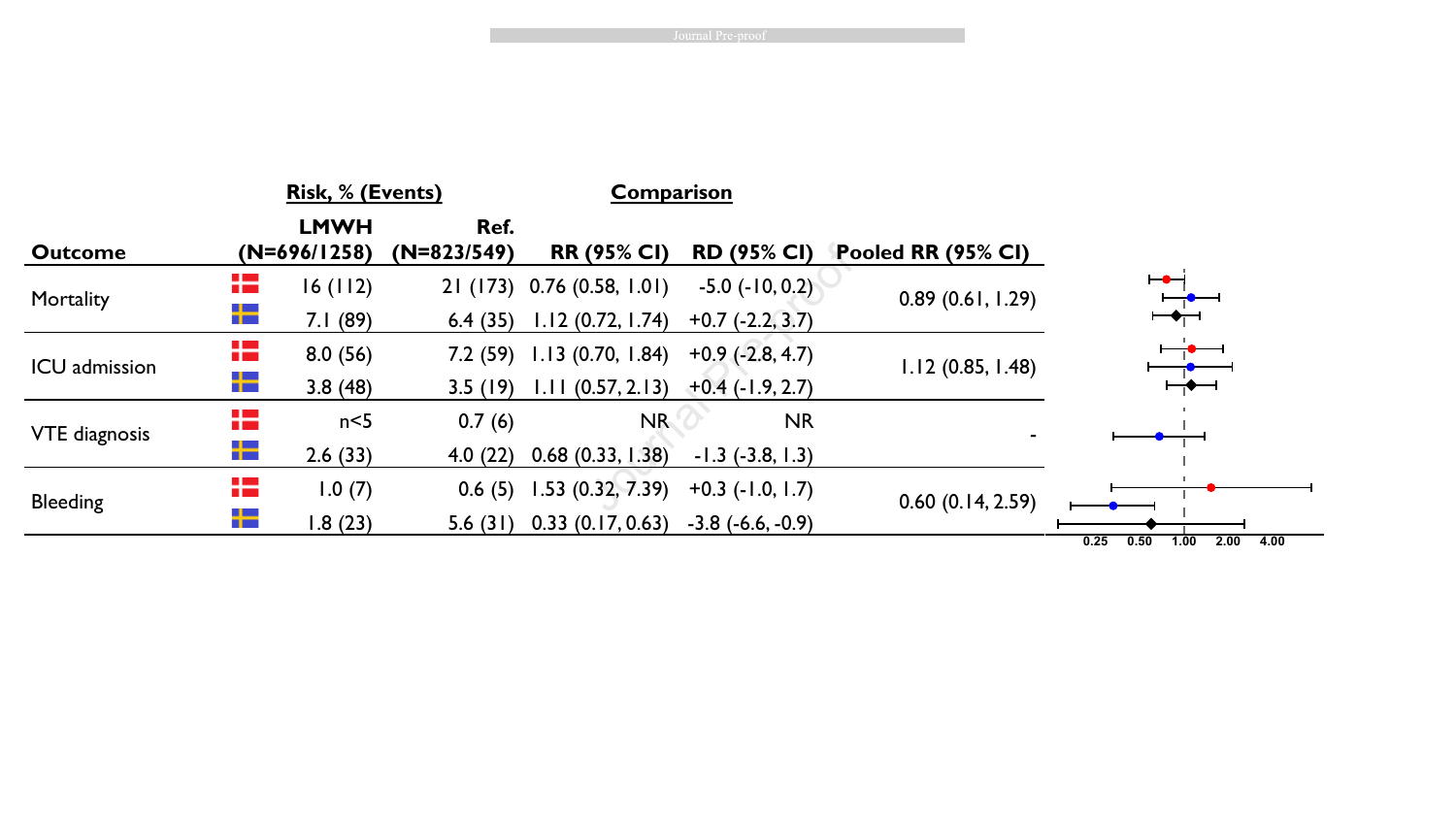| Outcome | | Risk, % (Events) LMWH (N=696/1258) | Ref. (N=823/549) | Comparison RR (95% CI) | RD (95% CI) | Pooled RR (95% CI) |
|---|---|---|---|---|---|---|
| Mortality | Denmark | 16 (112) | 21 (173) | 0.76 (0.58, 1.01) | -5.0 (-10, 0.2) | 0.89 (0.61, 1.29) |
| | Sweden | 7.1 (89) | 6.4 (35) | 1.12 (0.72, 1.74) | +0.7 (-2.2, 3.7) | |
| ICU admission | Denmark | 8.0 (56) | 7.2 (59) | 1.13 (0.70, 1.84) | +0.9 (-2.8, 4.7) | 1.12 (0.85, 1.48) |
| | Sweden | 3.8 (48) | 3.5 (19) | 1.11 (0.57, 2.13) | +0.4 (-1.9, 2.7) | |
| VTE diagnosis | Denmark | n<5 | 0.7 (6) | NR | NR | - |
| | Sweden | 2.6 (33) | 4.0 (22) | 0.68 (0.33, 1.38) | -1.3 (-3.8, 1.3) | |
| Bleeding | Denmark | 1.0 (7) | 0.6 (5) | 1.53 (0.32, 7.39) | +0.3 (-1.0, 1.7) | 0.60 (0.14, 2.59) |
| | Sweden | 1.8 (23) | 5.6 (31) | 0.33 (0.17, 0.63) | -3.8 (-6.6, -0.9) | |

0.25 0.50 1.00 2.00 4.00